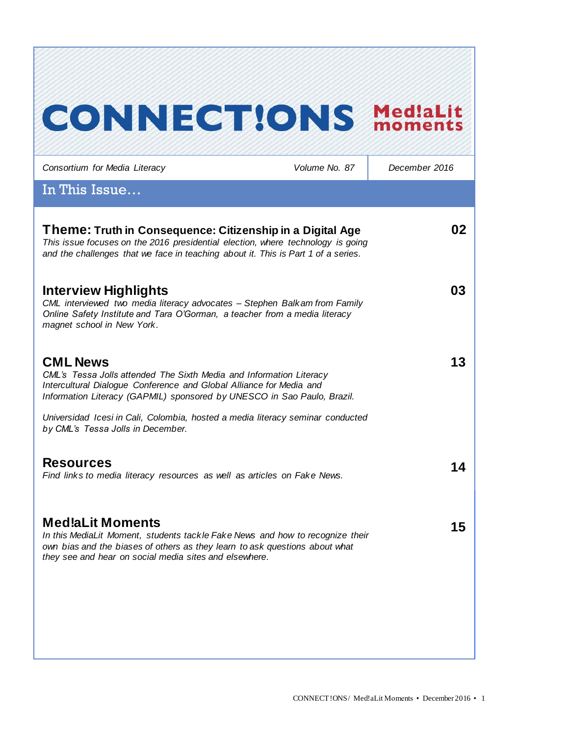# CONNECT!ONS Med!aLit moments

*Consortium for Media Literacy* | *Volume No. 87* | *December 2016*

## In This Issue…

### Theme: Truth in Consequence: Citizenship in a Digital Age — 02

*This issue focuses on the 2016 presidential election, where technology is going and the challenges that we face in teaching about it. This is Part 1 of a series.*

### Interview Highlights — 03

*CML interviewed two media literacy advocates – Stephen Balkam from Family Online Safety Institute and Tara O'Gorman, a teacher from a media literacy magnet school in New York.*

### CML News — 13

*CML's Tessa Jolls attended The Sixth Media and Information Literacy Intercultural Dialogue Conference and Global Alliance for Media and Information Literacy (GAPMIL) sponsored by UNESCO in Sao Paulo, Brazil.*

*Universidad Icesi in Cali, Colombia, hosted a media literacy seminar conducted by CML's Tessa Jolls in December.*

### Resources — 14

*Find links to media literacy resources as well as articles on Fake News.*

### Med!aLit Moments — 15

*In this MediaLit Moment, students tackle Fake News and how to recognize their own bias and the biases of others as they learn to ask questions about what they see and hear on social media sites and elsewhere.*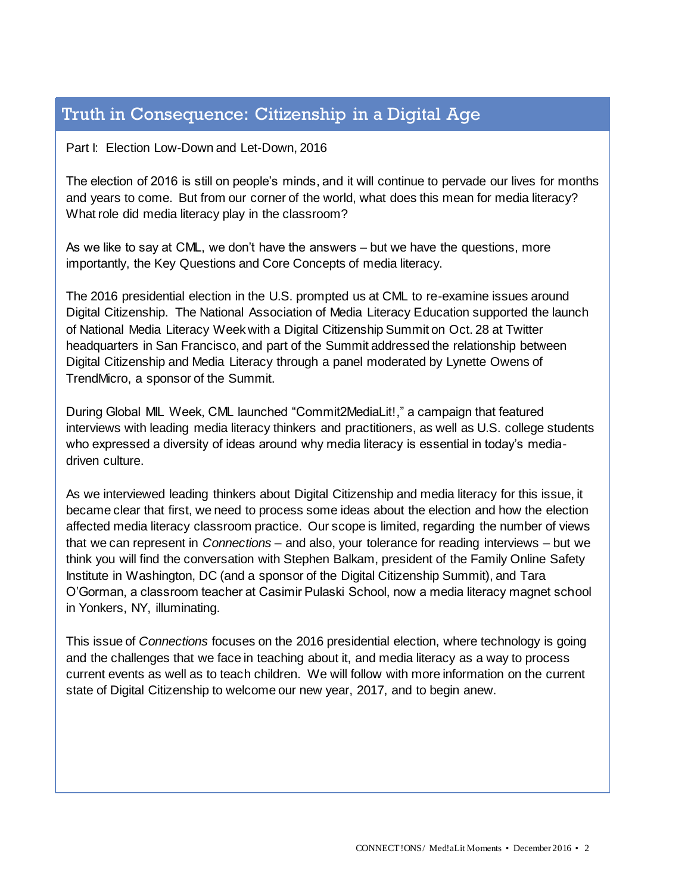## Truth in Consequence: Citizenship in a Digital Age

Part I: Election Low-Down and Let-Down, 2016

The election of 2016 is still on people's minds, and it will continue to pervade our lives for months and years to come. But from our corner of the world, what does this mean for media literacy? What role did media literacy play in the classroom?

As we like to say at CML, we don't have the answers – but we have the questions, more importantly, the Key Questions and Core Concepts of media literacy.

The 2016 presidential election in the U.S. prompted us at CML to re-examine issues around Digital Citizenship. The National Association of Media Literacy Education supported the launch of National Media Literacy Week with a Digital Citizenship Summit on Oct. 28 at Twitter headquarters in San Francisco, and part of the Summit addressed the relationship between Digital Citizenship and Media Literacy through a panel moderated by Lynette Owens of TrendMicro, a sponsor of the Summit.

During Global MIL Week, CML launched "Commit2MediaLit!," a campaign that featured interviews with leading media literacy thinkers and practitioners, as well as U.S. college students who expressed a diversity of ideas around why media literacy is essential in today's media-driven culture.

As we interviewed leading thinkers about Digital Citizenship and media literacy for this issue, it became clear that first, we need to process some ideas about the election and how the election affected media literacy classroom practice. Our scope is limited, regarding the number of views that we can represent in *Connections* – and also, your tolerance for reading interviews – but we think you will find the conversation with Stephen Balkam, president of the Family Online Safety Institute in Washington, DC (and a sponsor of the Digital Citizenship Summit), and Tara O'Gorman, a classroom teacher at Casimir Pulaski School, now a media literacy magnet school in Yonkers, NY, illuminating.

This issue of *Connections* focuses on the 2016 presidential election, where technology is going and the challenges that we face in teaching about it, and media literacy as a way to process current events as well as to teach children. We will follow with more information on the current state of Digital Citizenship to welcome our new year, 2017, and to begin anew.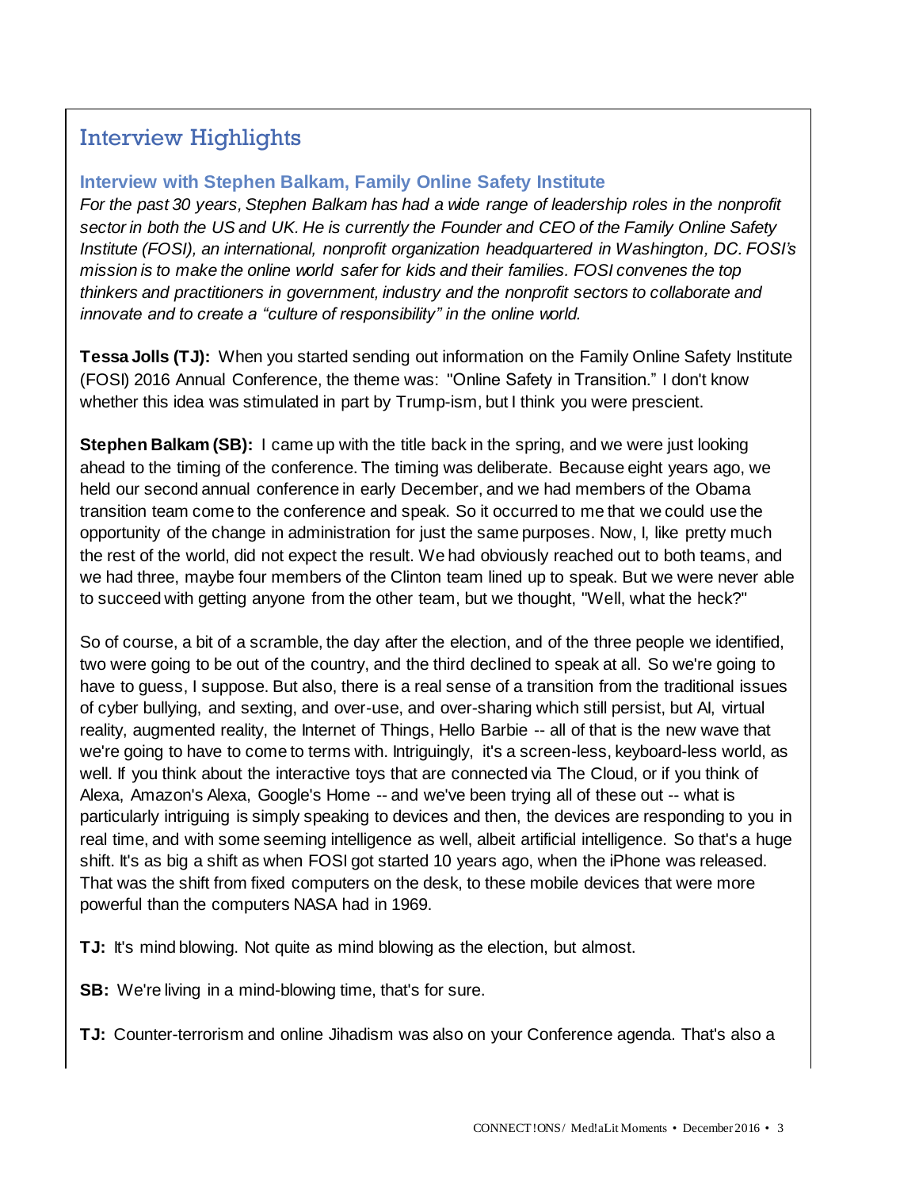## Interview Highlights

### Interview with Stephen Balkam, Family Online Safety Institute

*For the past 30 years, Stephen Balkam has had a wide range of leadership roles in the nonprofit sector in both the US and UK. He is currently the Founder and CEO of the Family Online Safety Institute (FOSI), an international, nonprofit organization headquartered in Washington, DC. FOSI's mission is to make the online world safer for kids and their families. FOSI convenes the top thinkers and practitioners in government, industry and the nonprofit sectors to collaborate and innovate and to create a "culture of responsibility" in the online world.*

**Tessa Jolls (TJ):** When you started sending out information on the Family Online Safety Institute (FOSI) 2016 Annual Conference, the theme was: "Online Safety in Transition." I don't know whether this idea was stimulated in part by Trump-ism, but I think you were prescient.

**Stephen Balkam (SB):** I came up with the title back in the spring, and we were just looking ahead to the timing of the conference. The timing was deliberate. Because eight years ago, we held our second annual conference in early December, and we had members of the Obama transition team come to the conference and speak. So it occurred to me that we could use the opportunity of the change in administration for just the same purposes. Now, I, like pretty much the rest of the world, did not expect the result. We had obviously reached out to both teams, and we had three, maybe four members of the Clinton team lined up to speak. But we were never able to succeed with getting anyone from the other team, but we thought, "Well, what the heck?"

So of course, a bit of a scramble, the day after the election, and of the three people we identified, two were going to be out of the country, and the third declined to speak at all. So we're going to have to guess, I suppose. But also, there is a real sense of a transition from the traditional issues of cyber bullying, and sexting, and over-use, and over-sharing which still persist, but AI, virtual reality, augmented reality, the Internet of Things, Hello Barbie -- all of that is the new wave that we're going to have to come to terms with. Intriguingly, it's a screen-less, keyboard-less world, as well. If you think about the interactive toys that are connected via The Cloud, or if you think of Alexa, Amazon's Alexa, Google's Home -- and we've been trying all of these out -- what is particularly intriguing is simply speaking to devices and then, the devices are responding to you in real time, and with some seeming intelligence as well, albeit artificial intelligence. So that's a huge shift. It's as big a shift as when FOSI got started 10 years ago, when the iPhone was released. That was the shift from fixed computers on the desk, to these mobile devices that were more powerful than the computers NASA had in 1969.

**TJ:** It's mind blowing. Not quite as mind blowing as the election, but almost.

**SB:** We're living in a mind-blowing time, that's for sure.

**TJ:** Counter-terrorism and online Jihadism was also on your Conference agenda. That's also a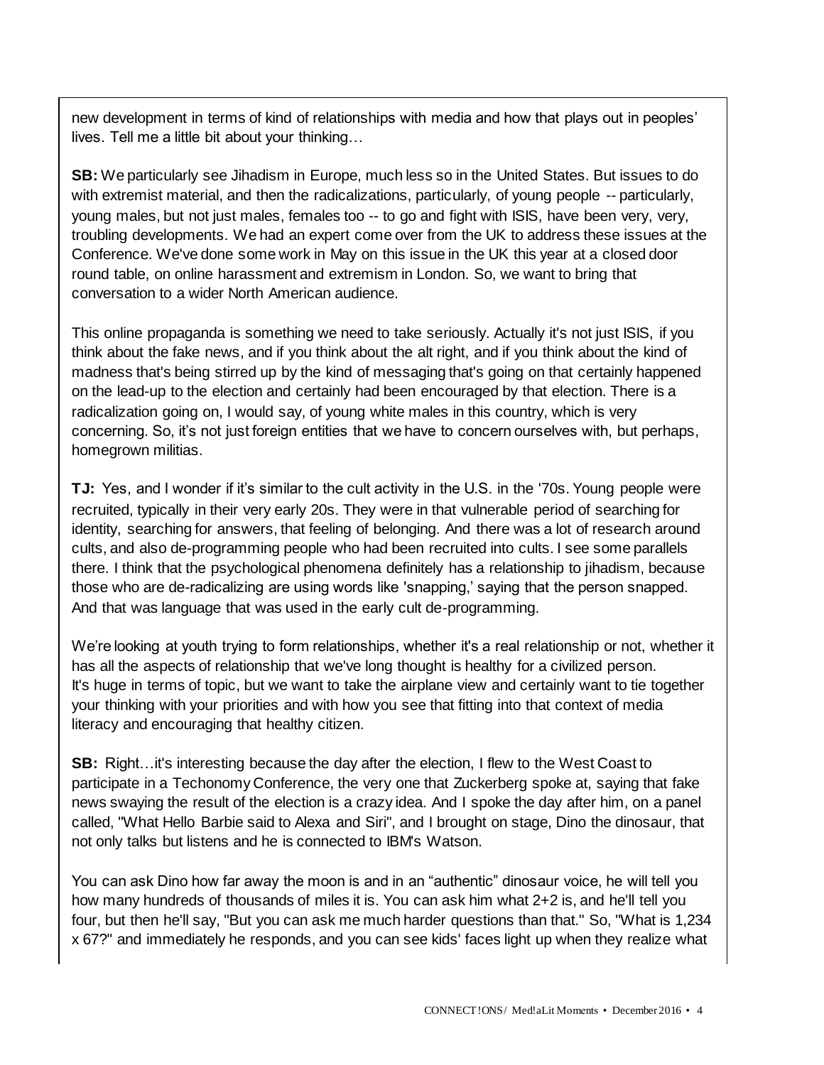new development in terms of kind of relationships with media and how that plays out in peoples' lives. Tell me a little bit about your thinking…

**SB:** We particularly see Jihadism in Europe, much less so in the United States. But issues to do with extremist material, and then the radicalizations, particularly, of young people -- particularly, young males, but not just males, females too -- to go and fight with ISIS, have been very, very, troubling developments. We had an expert come over from the UK to address these issues at the Conference. We've done some work in May on this issue in the UK this year at a closed door round table, on online harassment and extremism in London. So, we want to bring that conversation to a wider North American audience.

This online propaganda is something we need to take seriously. Actually it's not just ISIS, if you think about the fake news, and if you think about the alt right, and if you think about the kind of madness that's being stirred up by the kind of messaging that's going on that certainly happened on the lead-up to the election and certainly had been encouraged by that election. There is a radicalization going on, I would say, of young white males in this country, which is very concerning. So, it's not just foreign entities that we have to concern ourselves with, but perhaps, homegrown militias.

**TJ:** Yes, and I wonder if it's similar to the cult activity in the U.S. in the '70s. Young people were recruited, typically in their very early 20s. They were in that vulnerable period of searching for identity, searching for answers, that feeling of belonging. And there was a lot of research around cults, and also de-programming people who had been recruited into cults. I see some parallels there. I think that the psychological phenomena definitely has a relationship to jihadism, because those who are de-radicalizing are using words like 'snapping,' saying that the person snapped. And that was language that was used in the early cult de-programming.

We're looking at youth trying to form relationships, whether it's a real relationship or not, whether it has all the aspects of relationship that we've long thought is healthy for a civilized person. It's huge in terms of topic, but we want to take the airplane view and certainly want to tie together your thinking with your priorities and with how you see that fitting into that context of media literacy and encouraging that healthy citizen.

**SB:** Right…it's interesting because the day after the election, I flew to the West Coast to participate in a Techonomy Conference, the very one that Zuckerberg spoke at, saying that fake news swaying the result of the election is a crazy idea. And I spoke the day after him, on a panel called, "What Hello Barbie said to Alexa and Siri", and I brought on stage, Dino the dinosaur, that not only talks but listens and he is connected to IBM's Watson.

You can ask Dino how far away the moon is and in an "authentic" dinosaur voice, he will tell you how many hundreds of thousands of miles it is. You can ask him what 2+2 is, and he'll tell you four, but then he'll say, "But you can ask me much harder questions than that." So, "What is 1,234 x 67?" and immediately he responds, and you can see kids' faces light up when they realize what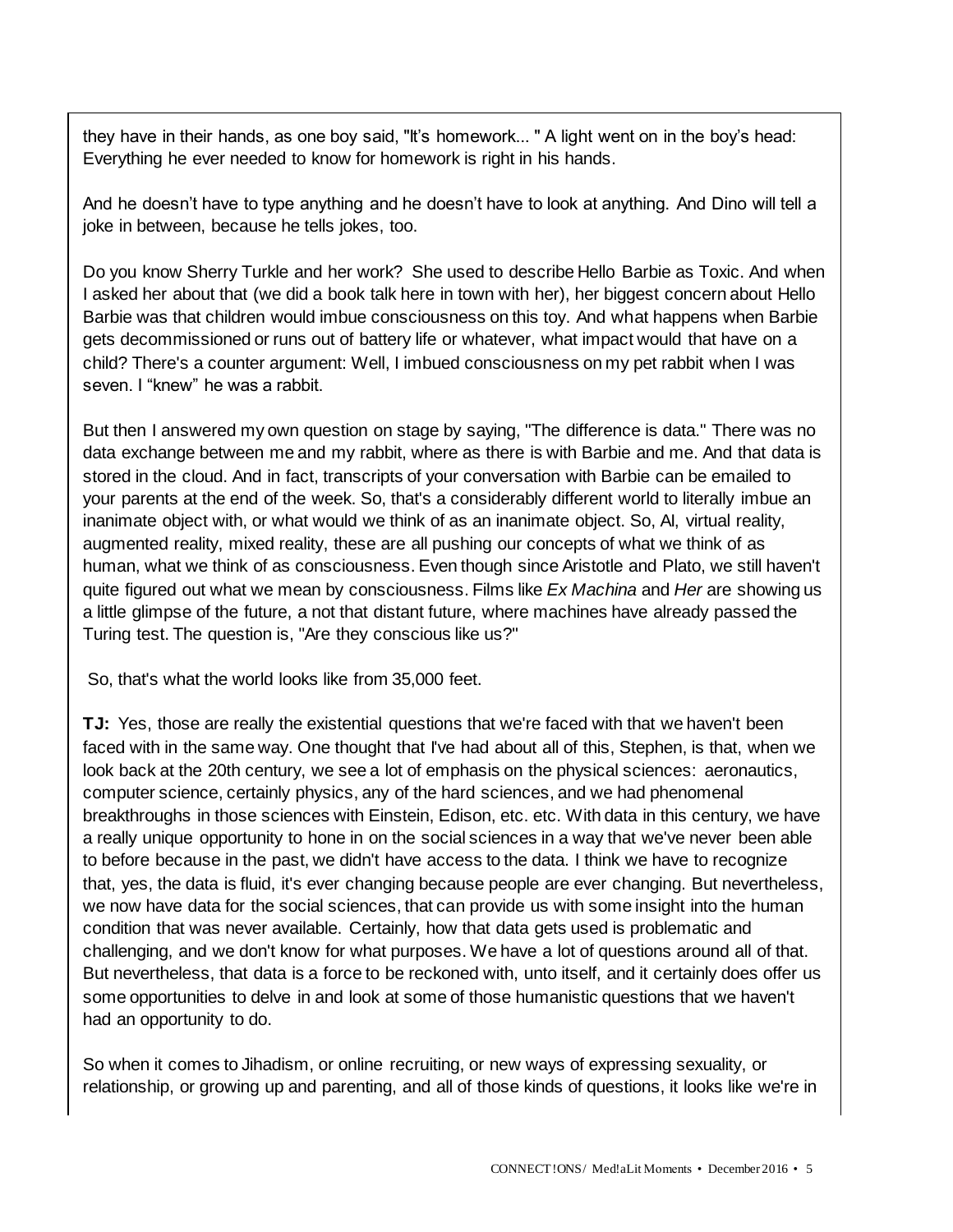they have in their hands, as one boy said, "It's homework... " A light went on in the boy's head: Everything he ever needed to know for homework is right in his hands.

And he doesn't have to type anything and he doesn't have to look at anything. And Dino will tell a joke in between, because he tells jokes, too.

Do you know Sherry Turkle and her work? She used to describe Hello Barbie as Toxic. And when I asked her about that (we did a book talk here in town with her), her biggest concern about Hello Barbie was that children would imbue consciousness on this toy. And what happens when Barbie gets decommissioned or runs out of battery life or whatever, what impact would that have on a child? There's a counter argument: Well, I imbued consciousness on my pet rabbit when I was seven. I "knew" he was a rabbit.

But then I answered my own question on stage by saying, "The difference is data." There was no data exchange between me and my rabbit, where as there is with Barbie and me. And that data is stored in the cloud. And in fact, transcripts of your conversation with Barbie can be emailed to your parents at the end of the week. So, that's a considerably different world to literally imbue an inanimate object with, or what would we think of as an inanimate object. So, AI, virtual reality, augmented reality, mixed reality, these are all pushing our concepts of what we think of as human, what we think of as consciousness. Even though since Aristotle and Plato, we still haven't quite figured out what we mean by consciousness. Films like *Ex Machina* and *Her* are showing us a little glimpse of the future, a not that distant future, where machines have already passed the Turing test. The question is, "Are they conscious like us?"

So, that's what the world looks like from 35,000 feet.

**TJ:** Yes, those are really the existential questions that we're faced with that we haven't been faced with in the same way. One thought that I've had about all of this, Stephen, is that, when we look back at the 20th century, we see a lot of emphasis on the physical sciences: aeronautics, computer science, certainly physics, any of the hard sciences, and we had phenomenal breakthroughs in those sciences with Einstein, Edison, etc. etc. With data in this century, we have a really unique opportunity to hone in on the social sciences in a way that we've never been able to before because in the past, we didn't have access to the data. I think we have to recognize that, yes, the data is fluid, it's ever changing because people are ever changing. But nevertheless, we now have data for the social sciences, that can provide us with some insight into the human condition that was never available. Certainly, how that data gets used is problematic and challenging, and we don't know for what purposes. We have a lot of questions around all of that. But nevertheless, that data is a force to be reckoned with, unto itself, and it certainly does offer us some opportunities to delve in and look at some of those humanistic questions that we haven't had an opportunity to do.

So when it comes to Jihadism, or online recruiting, or new ways of expressing sexuality, or relationship, or growing up and parenting, and all of those kinds of questions, it looks like we're in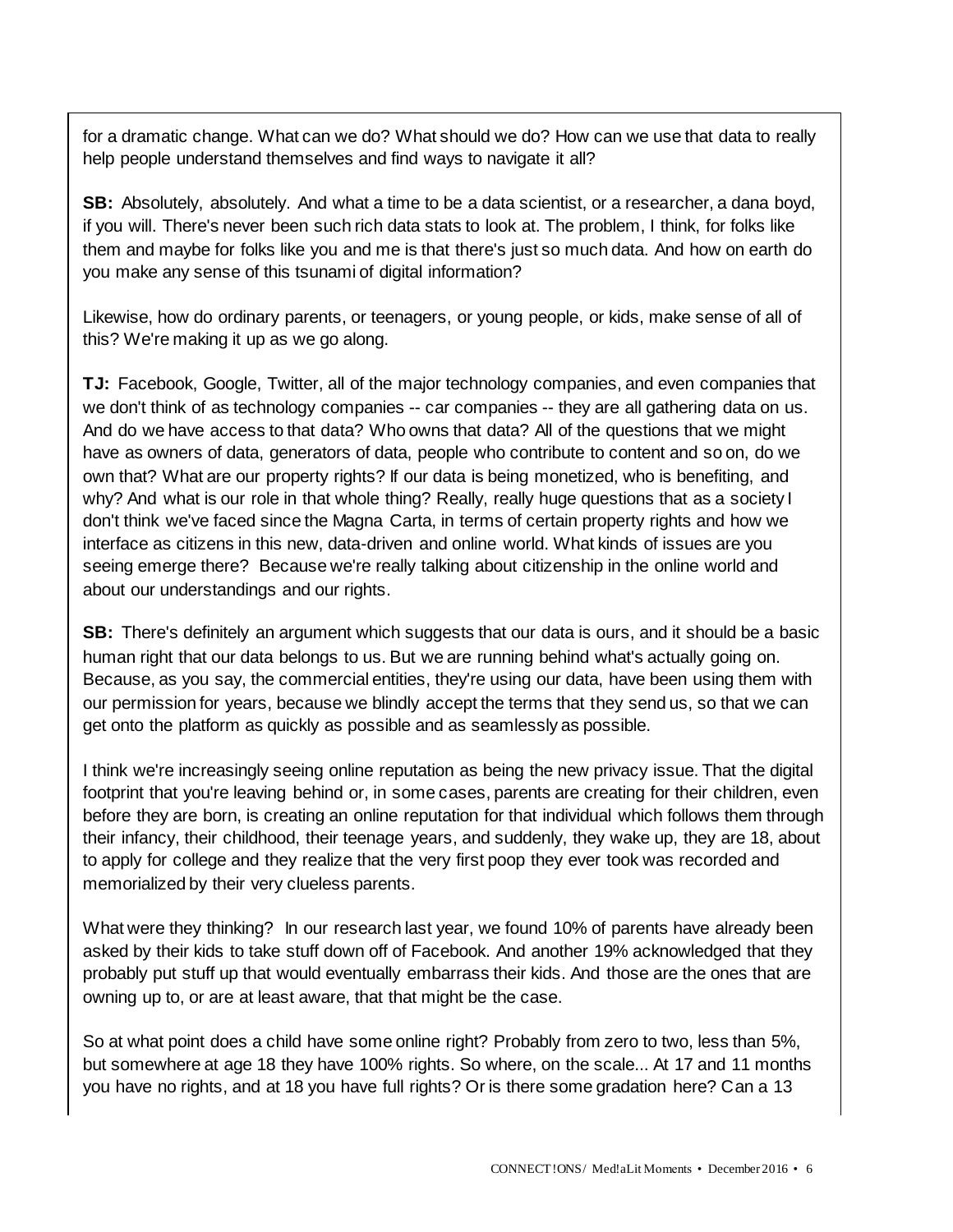for a dramatic change. What can we do? What should we do? How can we use that data to really help people understand themselves and find ways to navigate it all?

**SB:** Absolutely, absolutely. And what a time to be a data scientist, or a researcher, a dana boyd, if you will. There's never been such rich data stats to look at. The problem, I think, for folks like them and maybe for folks like you and me is that there's just so much data. And how on earth do you make any sense of this tsunami of digital information?

Likewise, how do ordinary parents, or teenagers, or young people, or kids, make sense of all of this? We're making it up as we go along.

**TJ:** Facebook, Google, Twitter, all of the major technology companies, and even companies that we don't think of as technology companies -- car companies -- they are all gathering data on us. And do we have access to that data? Who owns that data? All of the questions that we might have as owners of data, generators of data, people who contribute to content and so on, do we own that? What are our property rights? If our data is being monetized, who is benefiting, and why? And what is our role in that whole thing? Really, really huge questions that as a society I don't think we've faced since the Magna Carta, in terms of certain property rights and how we interface as citizens in this new, data-driven and online world. What kinds of issues are you seeing emerge there? Because we're really talking about citizenship in the online world and about our understandings and our rights.

**SB:** There's definitely an argument which suggests that our data is ours, and it should be a basic human right that our data belongs to us. But we are running behind what's actually going on. Because, as you say, the commercial entities, they're using our data, have been using them with our permission for years, because we blindly accept the terms that they send us, so that we can get onto the platform as quickly as possible and as seamlessly as possible.

I think we're increasingly seeing online reputation as being the new privacy issue. That the digital footprint that you're leaving behind or, in some cases, parents are creating for their children, even before they are born, is creating an online reputation for that individual which follows them through their infancy, their childhood, their teenage years, and suddenly, they wake up, they are 18, about to apply for college and they realize that the very first poop they ever took was recorded and memorialized by their very clueless parents.

What were they thinking? In our research last year, we found 10% of parents have already been asked by their kids to take stuff down off of Facebook. And another 19% acknowledged that they probably put stuff up that would eventually embarrass their kids. And those are the ones that are owning up to, or are at least aware, that that might be the case.

So at what point does a child have some online right? Probably from zero to two, less than 5%, but somewhere at age 18 they have 100% rights. So where, on the scale... At 17 and 11 months you have no rights, and at 18 you have full rights? Or is there some gradation here? Can a 13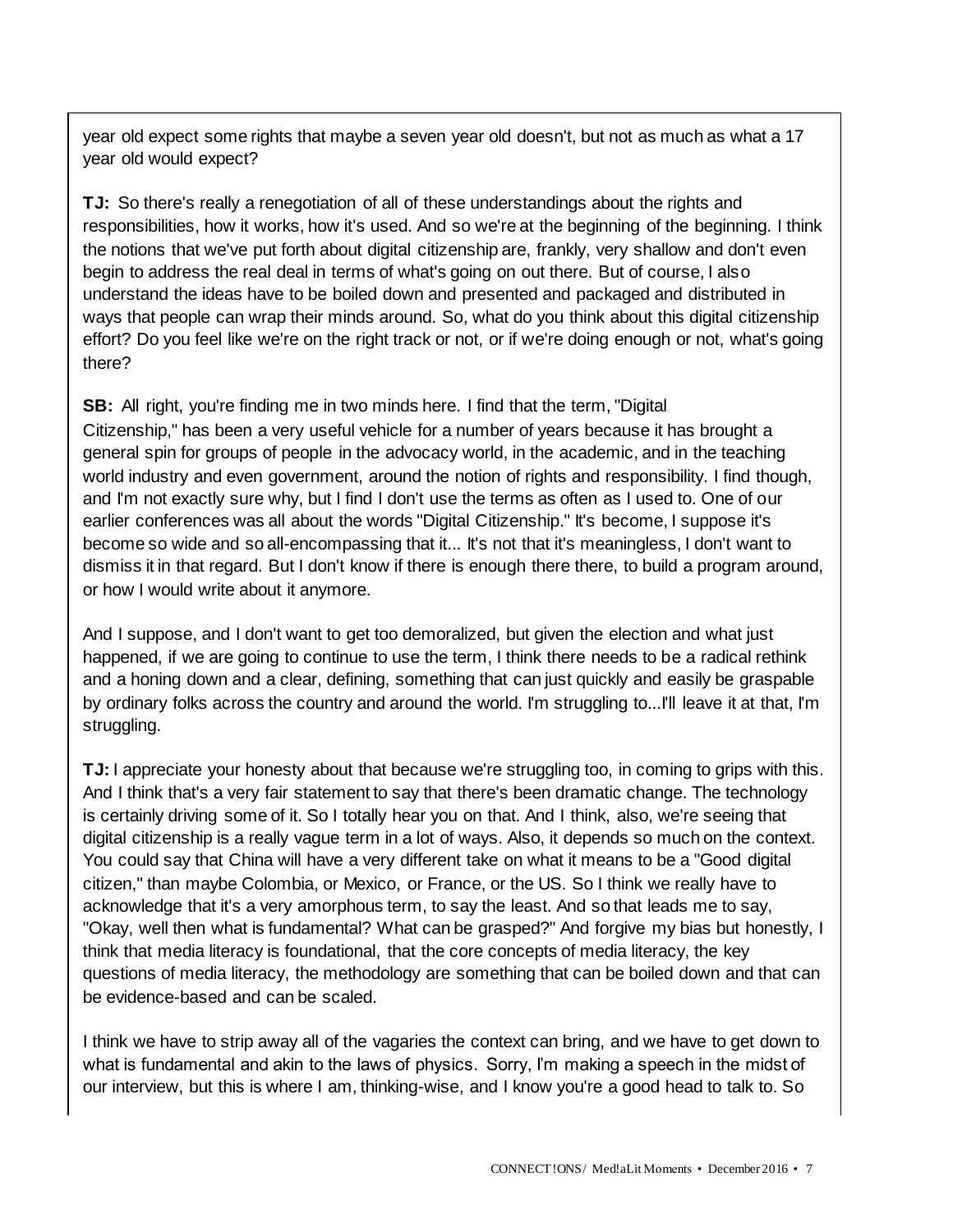year old expect some rights that maybe a seven year old doesn't, but not as much as what a 17 year old would expect?

**TJ:** So there's really a renegotiation of all of these understandings about the rights and responsibilities, how it works, how it's used. And so we're at the beginning of the beginning. I think the notions that we've put forth about digital citizenship are, frankly, very shallow and don't even begin to address the real deal in terms of what's going on out there. But of course, I also understand the ideas have to be boiled down and presented and packaged and distributed in ways that people can wrap their minds around. So, what do you think about this digital citizenship effort? Do you feel like we're on the right track or not, or if we're doing enough or not, what's going there?

**SB:** All right, you're finding me in two minds here. I find that the term, "Digital Citizenship," has been a very useful vehicle for a number of years because it has brought a general spin for groups of people in the advocacy world, in the academic, and in the teaching world industry and even government, around the notion of rights and responsibility. I find though, and I'm not exactly sure why, but I find I don't use the terms as often as I used to. One of our earlier conferences was all about the words "Digital Citizenship." It's become, I suppose it's become so wide and so all-encompassing that it... It's not that it's meaningless, I don't want to dismiss it in that regard. But I don't know if there is enough there there, to build a program around, or how I would write about it anymore.

And I suppose, and I don't want to get too demoralized, but given the election and what just happened, if we are going to continue to use the term, I think there needs to be a radical rethink and a honing down and a clear, defining, something that can just quickly and easily be graspable by ordinary folks across the country and around the world. I'm struggling to...I'll leave it at that, I'm struggling.

**TJ:** I appreciate your honesty about that because we're struggling too, in coming to grips with this. And I think that's a very fair statement to say that there's been dramatic change. The technology is certainly driving some of it. So I totally hear you on that. And I think, also, we're seeing that digital citizenship is a really vague term in a lot of ways. Also, it depends so much on the context. You could say that China will have a very different take on what it means to be a "Good digital citizen," than maybe Colombia, or Mexico, or France, or the US. So I think we really have to acknowledge that it's a very amorphous term, to say the least. And so that leads me to say, "Okay, well then what is fundamental? What can be grasped?" And forgive my bias but honestly, I think that media literacy is foundational, that the core concepts of media literacy, the key questions of media literacy, the methodology are something that can be boiled down and that can be evidence-based and can be scaled.

I think we have to strip away all of the vagaries the context can bring, and we have to get down to what is fundamental and akin to the laws of physics. Sorry, I'm making a speech in the midst of our interview, but this is where I am, thinking-wise, and I know you're a good head to talk to. So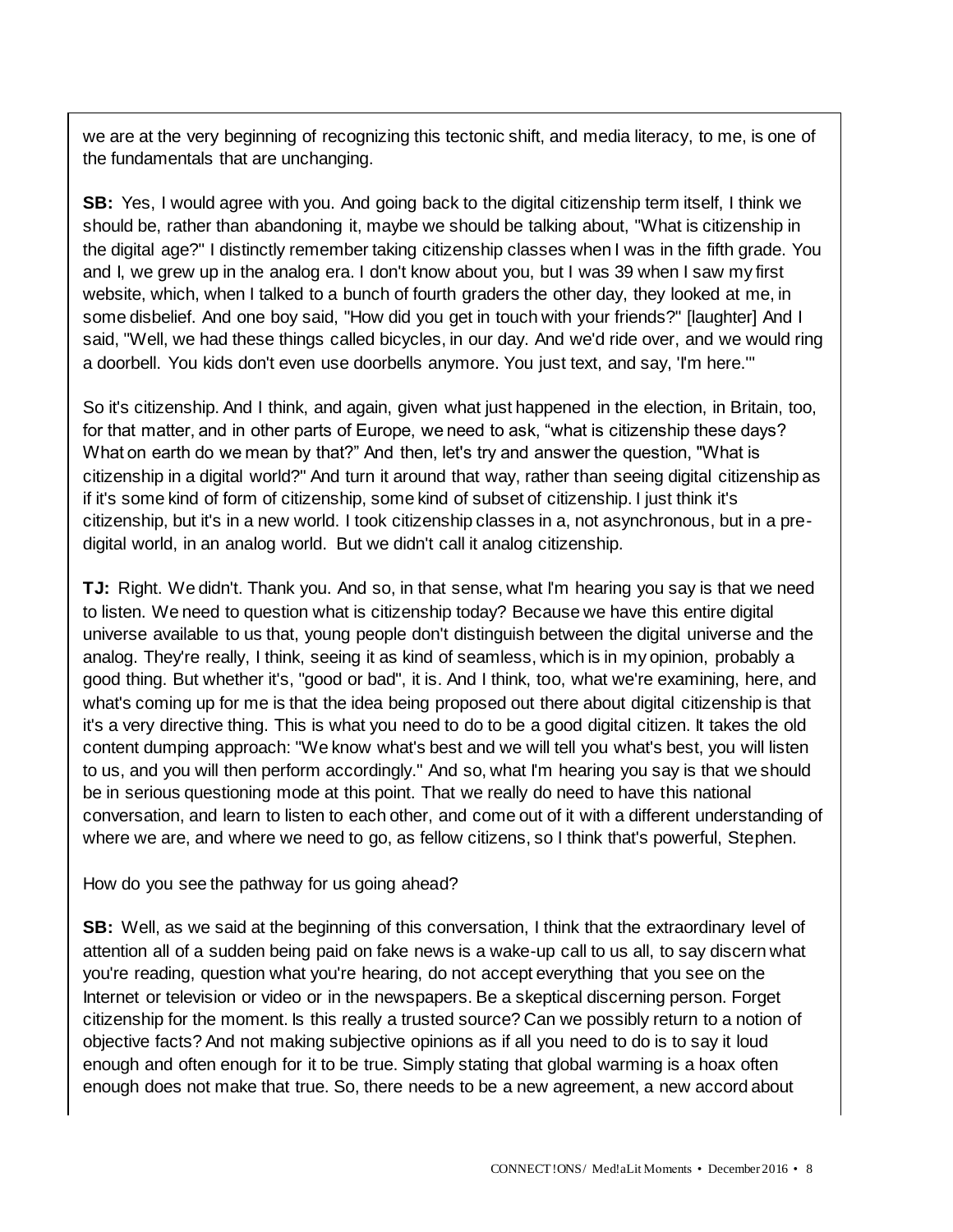we are at the very beginning of recognizing this tectonic shift, and media literacy, to me, is one of the fundamentals that are unchanging.

**SB:** Yes, I would agree with you. And going back to the digital citizenship term itself, I think we should be, rather than abandoning it, maybe we should be talking about, "What is citizenship in the digital age?" I distinctly remember taking citizenship classes when I was in the fifth grade. You and I, we grew up in the analog era. I don't know about you, but I was 39 when I saw my first website, which, when I talked to a bunch of fourth graders the other day, they looked at me, in some disbelief. And one boy said, "How did you get in touch with your friends?" [laughter] And I said, "Well, we had these things called bicycles, in our day. And we'd ride over, and we would ring a doorbell. You kids don't even use doorbells anymore. You just text, and say, 'I'm here.'"

So it's citizenship. And I think, and again, given what just happened in the election, in Britain, too, for that matter, and in other parts of Europe, we need to ask, "what is citizenship these days? What on earth do we mean by that?" And then, let's try and answer the question, "What is citizenship in a digital world?" And turn it around that way, rather than seeing digital citizenship as if it's some kind of form of citizenship, some kind of subset of citizenship. I just think it's citizenship, but it's in a new world. I took citizenship classes in a, not asynchronous, but in a pre-digital world, in an analog world. But we didn't call it analog citizenship.

**TJ:** Right. We didn't. Thank you. And so, in that sense, what I'm hearing you say is that we need to listen. We need to question what is citizenship today? Because we have this entire digital universe available to us that, young people don't distinguish between the digital universe and the analog. They're really, I think, seeing it as kind of seamless, which is in my opinion, probably a good thing. But whether it's, "good or bad", it is. And I think, too, what we're examining, here, and what's coming up for me is that the idea being proposed out there about digital citizenship is that it's a very directive thing. This is what you need to do to be a good digital citizen. It takes the old content dumping approach: "We know what's best and we will tell you what's best, you will listen to us, and you will then perform accordingly." And so, what I'm hearing you say is that we should be in serious questioning mode at this point. That we really do need to have this national conversation, and learn to listen to each other, and come out of it with a different understanding of where we are, and where we need to go, as fellow citizens, so I think that's powerful, Stephen.

How do you see the pathway for us going ahead?

**SB:** Well, as we said at the beginning of this conversation, I think that the extraordinary level of attention all of a sudden being paid on fake news is a wake-up call to us all, to say discern what you're reading, question what you're hearing, do not accept everything that you see on the Internet or television or video or in the newspapers. Be a skeptical discerning person. Forget citizenship for the moment. Is this really a trusted source? Can we possibly return to a notion of objective facts? And not making subjective opinions as if all you need to do is to say it loud enough and often enough for it to be true. Simply stating that global warming is a hoax often enough does not make that true. So, there needs to be a new agreement, a new accord about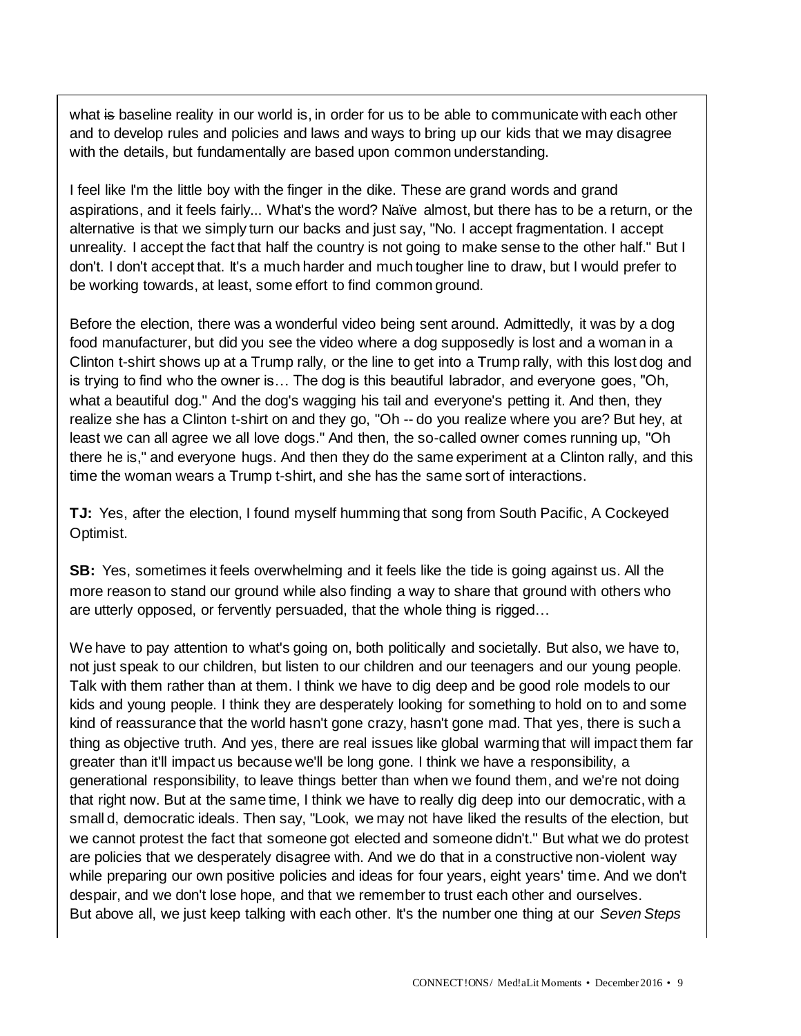what ~~is~~ baseline reality in our world is, in order for us to be able to communicate with each other and to develop rules and policies and laws and ways to bring up our kids that we may disagree with the details, but fundamentally are based upon common understanding.

I feel like I'm the little boy with the finger in the dike. These are grand words and grand aspirations, and it feels fairly... What's the word? Naïve almost, but there has to be a return, or the alternative is that we simply turn our backs and just say, "No. I accept fragmentation. I accept unreality. I accept the fact that half the country is not going to make sense to the other half." But I don't. I don't accept that. It's a much harder and much tougher line to draw, but I would prefer to be working towards, at least, some effort to find common ground.

Before the election, there was a wonderful video being sent around. Admittedly, it was by a dog food manufacturer, but did you see the video where a dog supposedly is lost and a woman in a Clinton t-shirt shows up at a Trump rally, or the line to get into a Trump rally, with this lost dog and is trying to find who the owner is… The dog is this beautiful labrador, and everyone goes, "Oh, what a beautiful dog." And the dog's wagging his tail and everyone's petting it. And then, they realize she has a Clinton t-shirt on and they go, "Oh -- do you realize where you are? But hey, at least we can all agree we all love dogs." And then, the so-called owner comes running up, "Oh there he is," and everyone hugs. And then they do the same experiment at a Clinton rally, and this time the woman wears a Trump t-shirt, and she has the same sort of interactions.

**TJ:** Yes, after the election, I found myself humming that song from South Pacific, A Cockeyed Optimist.

**SB:** Yes, sometimes it feels overwhelming and it feels like the tide is going against us. All the more reason to stand our ground while also finding a way to share that ground with others who are utterly opposed, or fervently persuaded, that the whole thing is rigged…

We have to pay attention to what's going on, both politically and societally. But also, we have to, not just speak to our children, but listen to our children and our teenagers and our young people. Talk with them rather than at them. I think we have to dig deep and be good role models to our kids and young people. I think they are desperately looking for something to hold on to and some kind of reassurance that the world hasn't gone crazy, hasn't gone mad. That yes, there is such a thing as objective truth. And yes, there are real issues like global warming that will impact them far greater than it'll impact us because we'll be long gone. I think we have a responsibility, a generational responsibility, to leave things better than when we found them, and we're not doing that right now. But at the same time, I think we have to really dig deep into our democratic, with a small d, democratic ideals. Then say, "Look, we may not have liked the results of the election, but we cannot protest the fact that someone got elected and someone didn't." But what we do protest are policies that we desperately disagree with. And we do that in a constructive non-violent way while preparing our own positive policies and ideas for four years, eight years' time. And we don't despair, and we don't lose hope, and that we remember to trust each other and ourselves.
But above all, we just keep talking with each other. It's the number one thing at our *Seven Steps*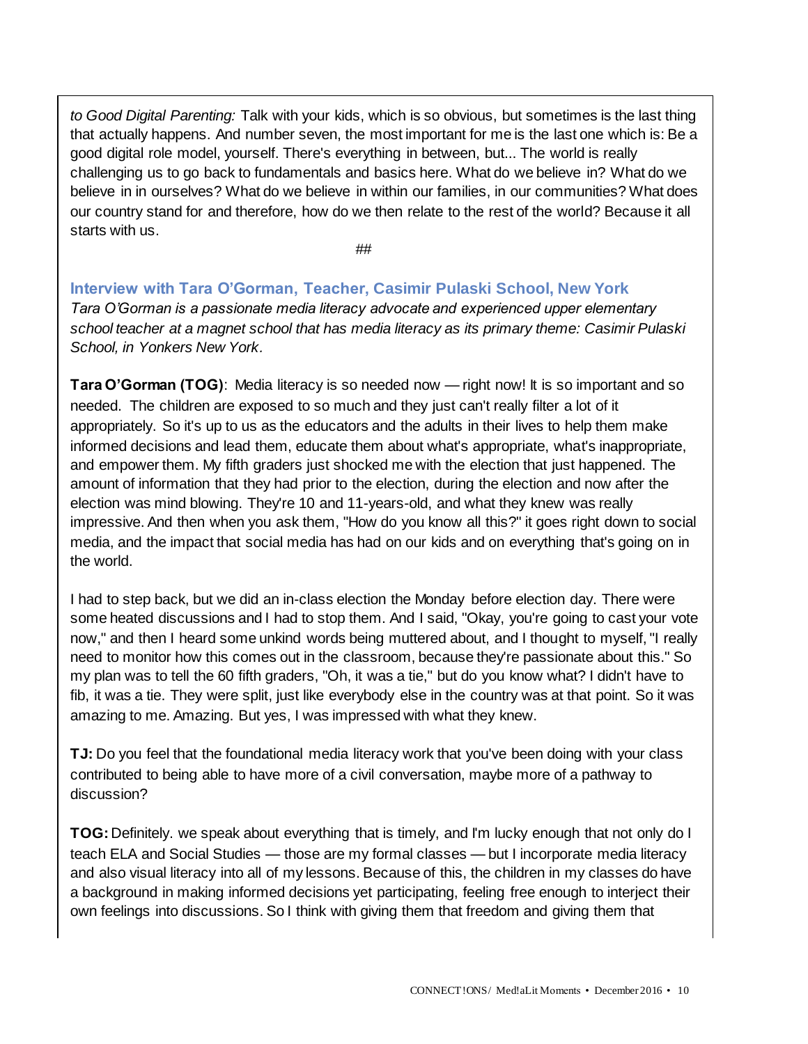*to Good Digital Parenting:* Talk with your kids, which is so obvious, but sometimes is the last thing that actually happens. And number seven, the most important for me is the last one which is: Be a good digital role model, yourself. There's everything in between, but... The world is really challenging us to go back to fundamentals and basics here. What do we believe in? What do we believe in in ourselves? What do we believe in within our families, in our communities? What does our country stand for and therefore, how do we then relate to the rest of the world? Because it all starts with us.

##

### Interview with Tara O'Gorman, Teacher, Casimir Pulaski School, New York

*Tara O'Gorman is a passionate media literacy advocate and experienced upper elementary school teacher at a magnet school that has media literacy as its primary theme: Casimir Pulaski School, in Yonkers New York.*

**Tara O'Gorman (TOG)**: Media literacy is so needed now — right now! It is so important and so needed. The children are exposed to so much and they just can't really filter a lot of it appropriately. So it's up to us as the educators and the adults in their lives to help them make informed decisions and lead them, educate them about what's appropriate, what's inappropriate, and empower them. My fifth graders just shocked me with the election that just happened. The amount of information that they had prior to the election, during the election and now after the election was mind blowing. They're 10 and 11-years-old, and what they knew was really impressive. And then when you ask them, "How do you know all this?" it goes right down to social media, and the impact that social media has had on our kids and on everything that's going on in the world.

I had to step back, but we did an in-class election the Monday before election day. There were some heated discussions and I had to stop them. And I said, "Okay, you're going to cast your vote now," and then I heard some unkind words being muttered about, and I thought to myself, "I really need to monitor how this comes out in the classroom, because they're passionate about this." So my plan was to tell the 60 fifth graders, "Oh, it was a tie," but do you know what? I didn't have to fib, it was a tie. They were split, just like everybody else in the country was at that point. So it was amazing to me. Amazing. But yes, I was impressed with what they knew.

**TJ:** Do you feel that the foundational media literacy work that you've been doing with your class contributed to being able to have more of a civil conversation, maybe more of a pathway to discussion?

**TOG:** Definitely. we speak about everything that is timely, and I'm lucky enough that not only do I teach ELA and Social Studies — those are my formal classes — but I incorporate media literacy and also visual literacy into all of my lessons. Because of this, the children in my classes do have a background in making informed decisions yet participating, feeling free enough to interject their own feelings into discussions. So I think with giving them that freedom and giving them that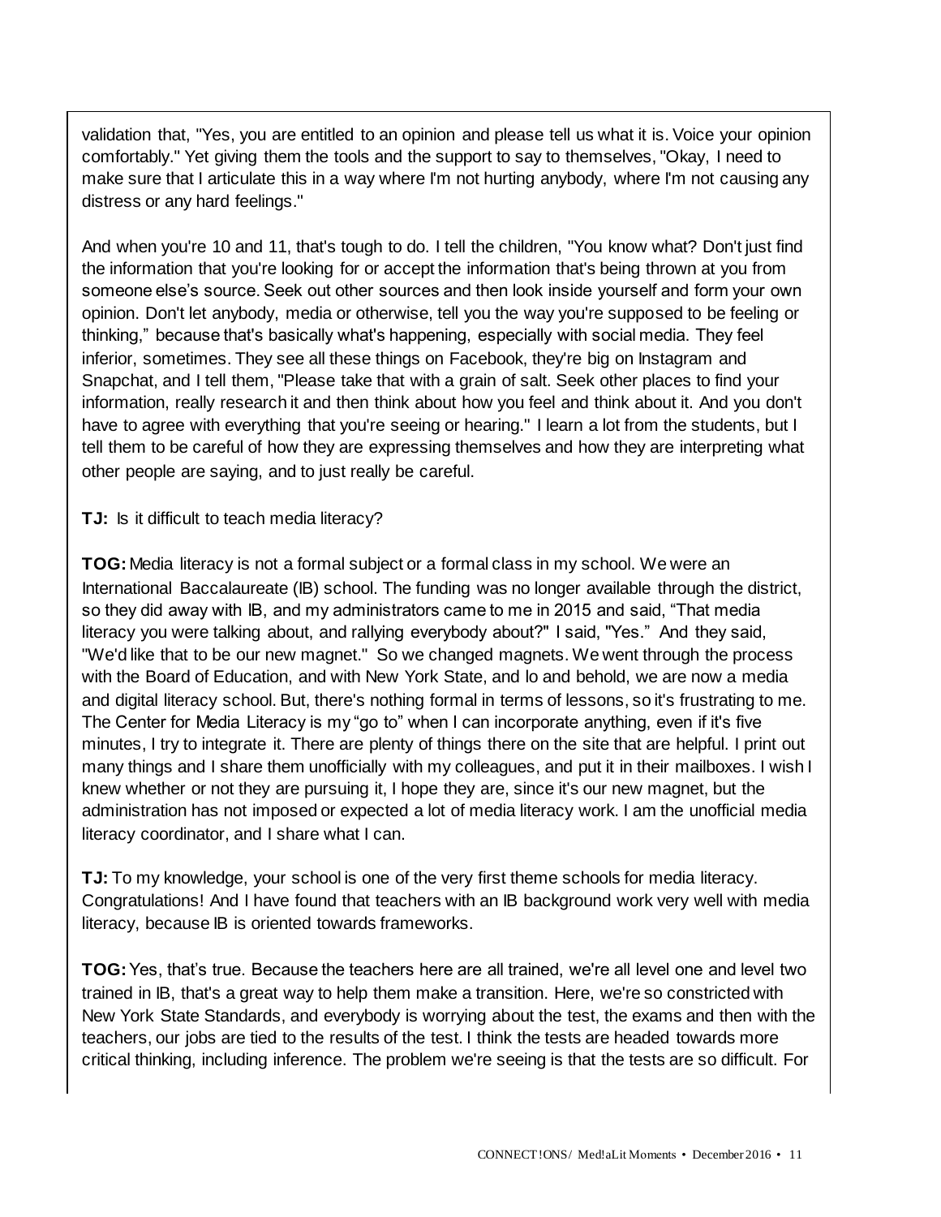validation that, "Yes, you are entitled to an opinion and please tell us what it is. Voice your opinion comfortably." Yet giving them the tools and the support to say to themselves, "Okay, I need to make sure that I articulate this in a way where I'm not hurting anybody, where I'm not causing any distress or any hard feelings."

And when you're 10 and 11, that's tough to do. I tell the children, "You know what? Don't just find the information that you're looking for or accept the information that's being thrown at you from someone else's source. Seek out other sources and then look inside yourself and form your own opinion. Don't let anybody, media or otherwise, tell you the way you're supposed to be feeling or thinking," because that's basically what's happening, especially with social media. They feel inferior, sometimes. They see all these things on Facebook, they're big on Instagram and Snapchat, and I tell them, "Please take that with a grain of salt. Seek other places to find your information, really research it and then think about how you feel and think about it. And you don't have to agree with everything that you're seeing or hearing." I learn a lot from the students, but I tell them to be careful of how they are expressing themselves and how they are interpreting what other people are saying, and to just really be careful.

**TJ:** Is it difficult to teach media literacy?

**TOG:** Media literacy is not a formal subject or a formal class in my school. We were an International Baccalaureate (IB) school. The funding was no longer available through the district, so they did away with IB, and my administrators came to me in 2015 and said, "That media literacy you were talking about, and rallying everybody about?" I said, "Yes." And they said, "We'd like that to be our new magnet." So we changed magnets. We went through the process with the Board of Education, and with New York State, and lo and behold, we are now a media and digital literacy school. But, there's nothing formal in terms of lessons, so it's frustrating to me. The Center for Media Literacy is my "go to" when I can incorporate anything, even if it's five minutes, I try to integrate it. There are plenty of things there on the site that are helpful. I print out many things and I share them unofficially with my colleagues, and put it in their mailboxes. I wish I knew whether or not they are pursuing it, I hope they are, since it's our new magnet, but the administration has not imposed or expected a lot of media literacy work. I am the unofficial media literacy coordinator, and I share what I can.

**TJ:** To my knowledge, your school is one of the very first theme schools for media literacy. Congratulations! And I have found that teachers with an IB background work very well with media literacy, because IB is oriented towards frameworks.

**TOG:** Yes, that's true. Because the teachers here are all trained, we're all level one and level two trained in IB, that's a great way to help them make a transition. Here, we're so constricted with New York State Standards, and everybody is worrying about the test, the exams and then with the teachers, our jobs are tied to the results of the test. I think the tests are headed towards more critical thinking, including inference. The problem we're seeing is that the tests are so difficult. For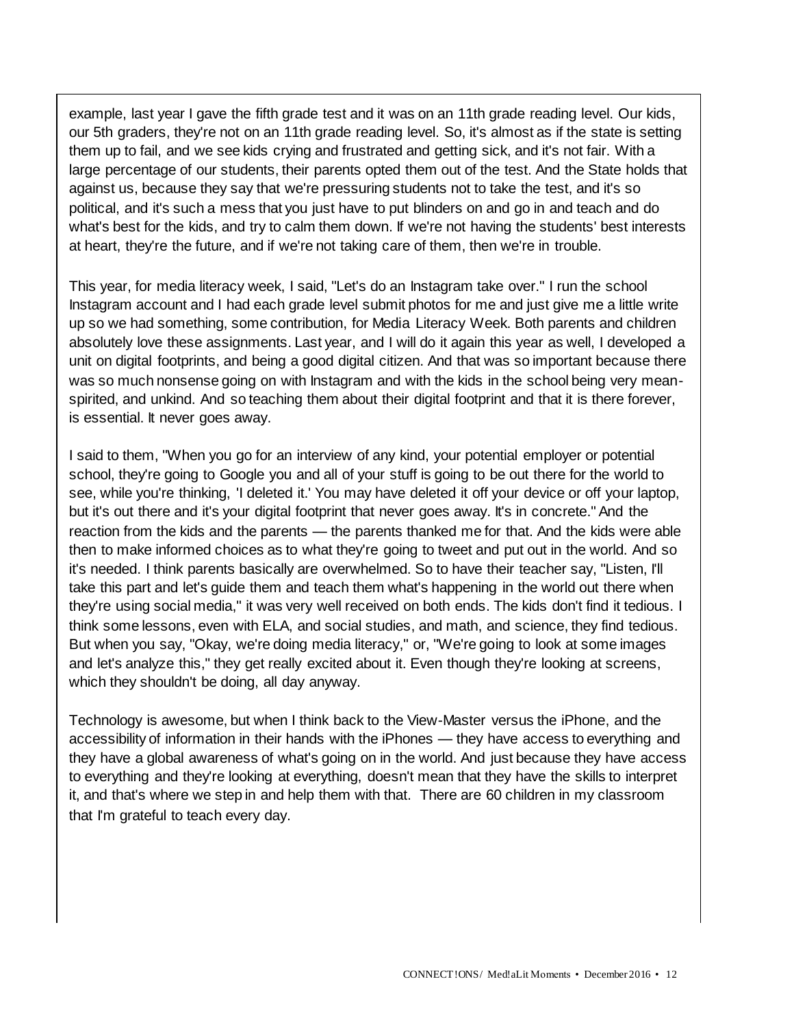example, last year I gave the fifth grade test and it was on an 11th grade reading level. Our kids, our 5th graders, they're not on an 11th grade reading level. So, it's almost as if the state is setting them up to fail, and we see kids crying and frustrated and getting sick, and it's not fair. With a large percentage of our students, their parents opted them out of the test. And the State holds that against us, because they say that we're pressuring students not to take the test, and it's so political, and it's such a mess that you just have to put blinders on and go in and teach and do what's best for the kids, and try to calm them down. If we're not having the students' best interests at heart, they're the future, and if we're not taking care of them, then we're in trouble.

This year, for media literacy week, I said, "Let's do an Instagram take over." I run the school Instagram account and I had each grade level submit photos for me and just give me a little write up so we had something, some contribution, for Media Literacy Week. Both parents and children absolutely love these assignments. Last year, and I will do it again this year as well, I developed a unit on digital footprints, and being a good digital citizen. And that was so important because there was so much nonsense going on with Instagram and with the kids in the school being very mean-spirited, and unkind. And so teaching them about their digital footprint and that it is there forever, is essential. It never goes away.

I said to them, "When you go for an interview of any kind, your potential employer or potential school, they're going to Google you and all of your stuff is going to be out there for the world to see, while you're thinking, 'I deleted it.' You may have deleted it off your device or off your laptop, but it's out there and it's your digital footprint that never goes away. It's in concrete." And the reaction from the kids and the parents — the parents thanked me for that. And the kids were able then to make informed choices as to what they're going to tweet and put out in the world. And so it's needed. I think parents basically are overwhelmed. So to have their teacher say, "Listen, I'll take this part and let's guide them and teach them what's happening in the world out there when they're using social media," it was very well received on both ends. The kids don't find it tedious. I think some lessons, even with ELA, and social studies, and math, and science, they find tedious. But when you say, "Okay, we're doing media literacy," or, "We're going to look at some images and let's analyze this," they get really excited about it. Even though they're looking at screens, which they shouldn't be doing, all day anyway.

Technology is awesome, but when I think back to the View-Master versus the iPhone, and the accessibility of information in their hands with the iPhones — they have access to everything and they have a global awareness of what's going on in the world. And just because they have access to everything and they're looking at everything, doesn't mean that they have the skills to interpret it, and that's where we step in and help them with that. There are 60 children in my classroom that I'm grateful to teach every day.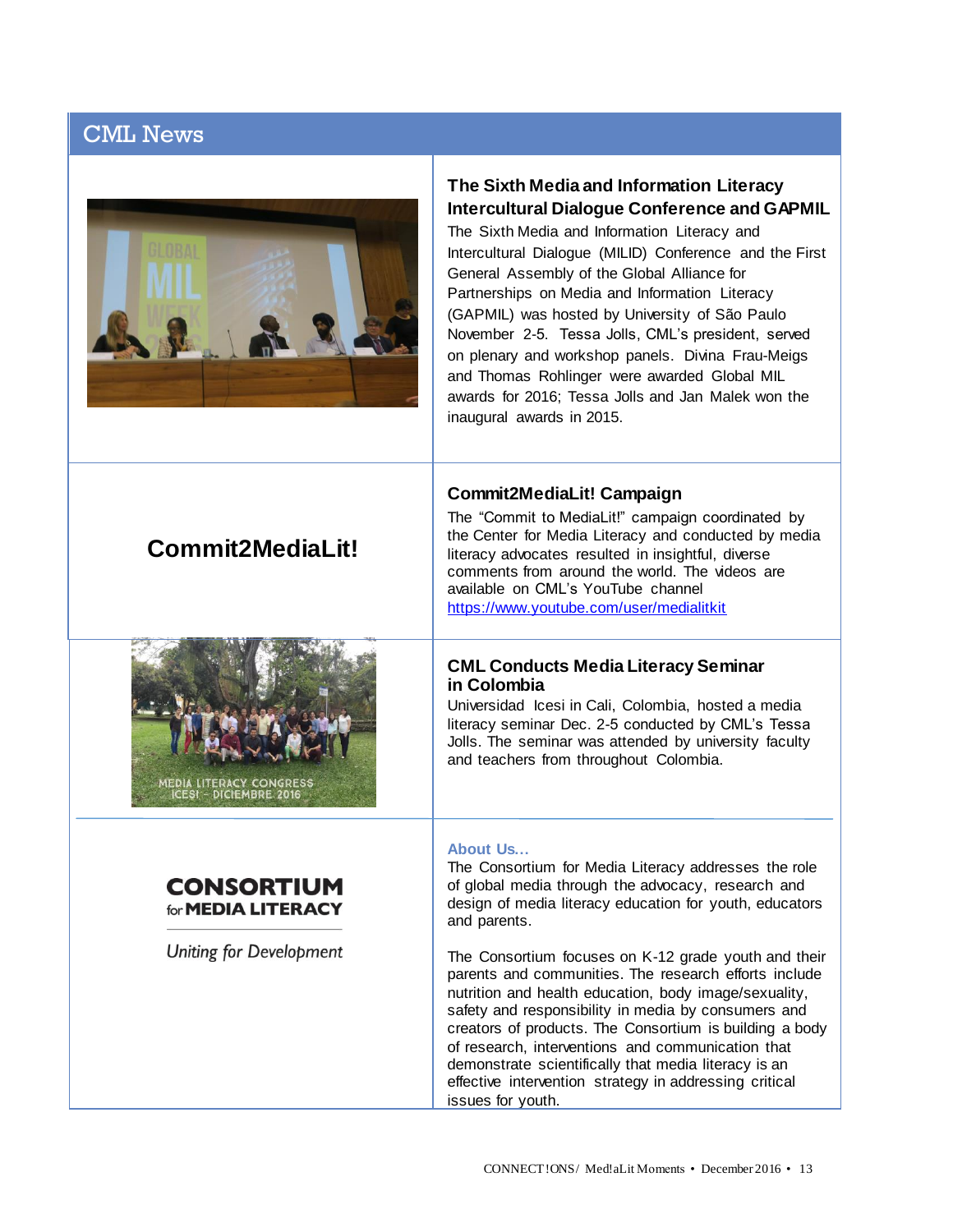# CML News

### The Sixth Media and Information Literacy Intercultural Dialogue Conference and GAPMIL

The Sixth Media and Information Literacy and Intercultural Dialogue (MILID) Conference and the First General Assembly of the Global Alliance for Partnerships on Media and Information Literacy (GAPMIL) was hosted by University of São Paulo November 2-5. Tessa Jolls, CML's president, served on plenary and workshop panels. Divina Frau-Meigs and Thomas Rohlinger were awarded Global MIL awards for 2016; Tessa Jolls and Jan Malek won the inaugural awards in 2015.

**Commit2MediaLit!**

### Commit2MediaLit! Campaign

The "Commit to MediaLit!" campaign coordinated by the Center for Media Literacy and conducted by media literacy advocates resulted in insightful, diverse comments from around the world. The videos are available on CML's YouTube channel https://www.youtube.com/user/medialitkit

### CML Conducts Media Literacy Seminar in Colombia

Universidad Icesi in Cali, Colombia, hosted a media literacy seminar Dec. 2-5 conducted by CML's Tessa Jolls. The seminar was attended by university faculty and teachers from throughout Colombia.

**CONSORTIUM for MEDIA LITERACY**

*Uniting for Development*

### About Us…

The Consortium for Media Literacy addresses the role of global media through the advocacy, research and design of media literacy education for youth, educators and parents.

The Consortium focuses on K-12 grade youth and their parents and communities. The research efforts include nutrition and health education, body image/sexuality, safety and responsibility in media by consumers and creators of products. The Consortium is building a body of research, interventions and communication that demonstrate scientifically that media literacy is an effective intervention strategy in addressing critical issues for youth.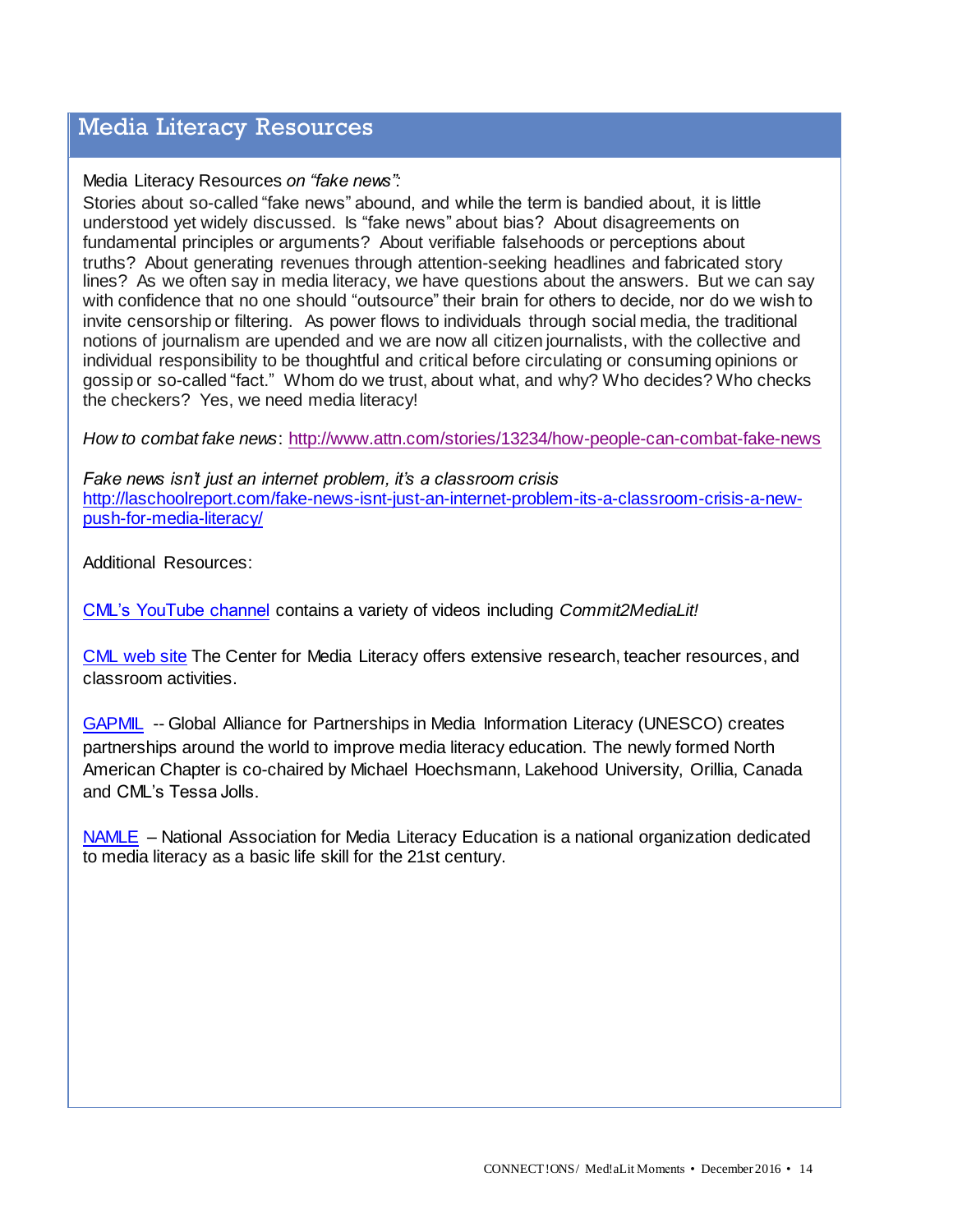# Media Literacy Resources

Media Literacy Resources *on "fake news":*

Stories about so-called "fake news" abound, and while the term is bandied about, it is little understood yet widely discussed. Is "fake news" about bias? About disagreements on fundamental principles or arguments? About verifiable falsehoods or perceptions about truths? About generating revenues through attention-seeking headlines and fabricated story lines? As we often say in media literacy, we have questions about the answers. But we can say with confidence that no one should "outsource" their brain for others to decide, nor do we wish to invite censorship or filtering. As power flows to individuals through social media, the traditional notions of journalism are upended and we are now all citizen journalists, with the collective and individual responsibility to be thoughtful and critical before circulating or consuming opinions or gossip or so-called "fact." Whom do we trust, about what, and why? Who decides? Who checks the checkers? Yes, we need media literacy!

*How to combat fake news*: http://www.attn.com/stories/13234/how-people-can-combat-fake-news

*Fake news isn't just an internet problem, it's a classroom crisis*
http://laschoolreport.com/fake-news-isnt-just-an-internet-problem-its-a-classroom-crisis-a-new-push-for-media-literacy/

Additional Resources:

CML's YouTube channel contains a variety of videos including *Commit2MediaLit!*

CML web site The Center for Media Literacy offers extensive research, teacher resources, and classroom activities.

GAPMIL -- Global Alliance for Partnerships in Media Information Literacy (UNESCO) creates partnerships around the world to improve media literacy education. The newly formed North American Chapter is co-chaired by Michael Hoechsmann, Lakehood University, Orillia, Canada and CML's Tessa Jolls.

NAMLE – National Association for Media Literacy Education is a national organization dedicated to media literacy as a basic life skill for the 21st century.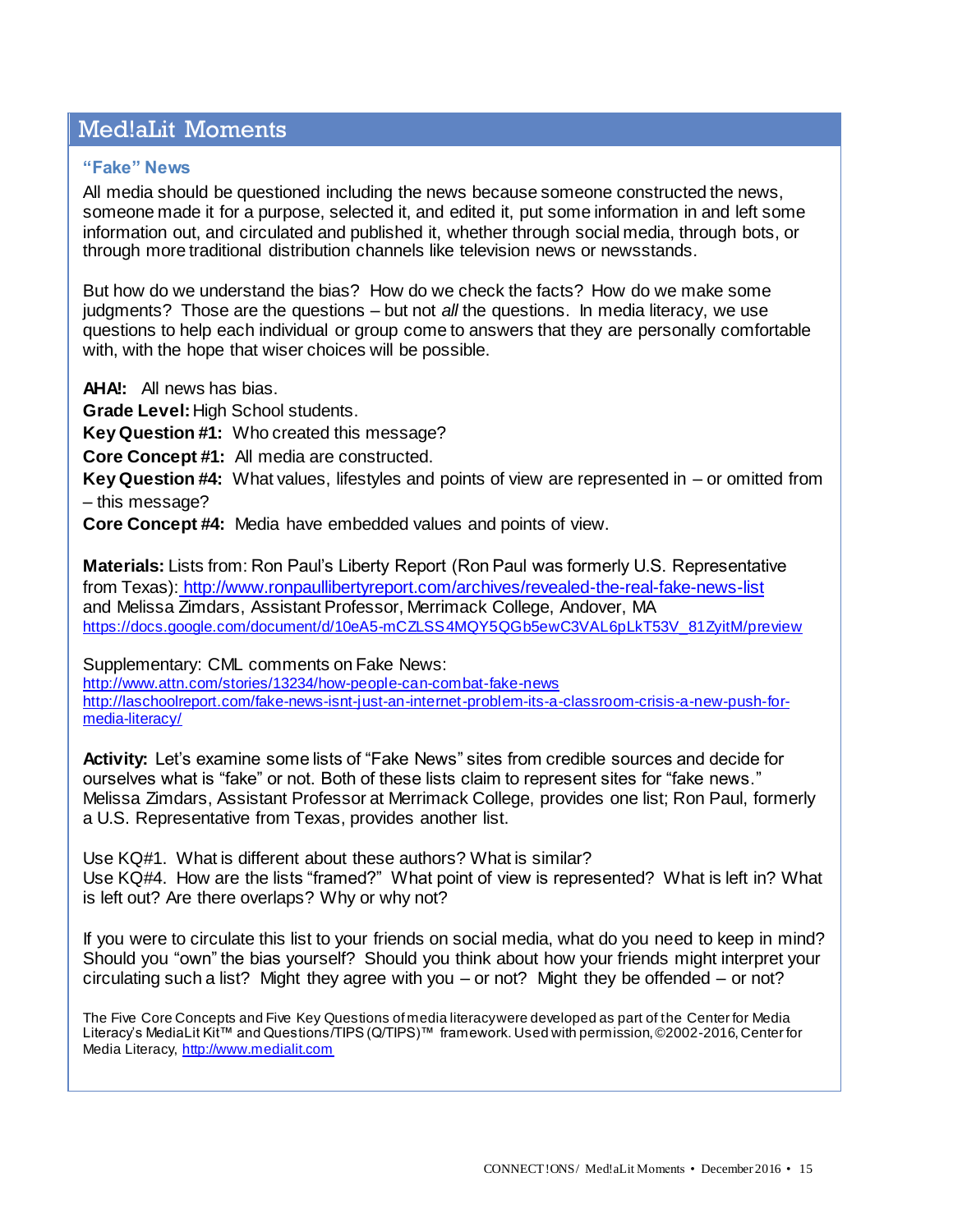## Med!aLit Moments

### "Fake" News

All media should be questioned including the news because someone constructed the news, someone made it for a purpose, selected it, and edited it, put some information in and left some information out, and circulated and published it, whether through social media, through bots, or through more traditional distribution channels like television news or newsstands.

But how do we understand the bias? How do we check the facts? How do we make some judgments? Those are the questions – but not *all* the questions. In media literacy, we use questions to help each individual or group come to answers that they are personally comfortable with, with the hope that wiser choices will be possible.

**AHA!:** All news has bias.

**Grade Level:** High School students.

**Key Question #1:** Who created this message?

**Core Concept #1:** All media are constructed.

**Key Question #4:** What values, lifestyles and points of view are represented in – or omitted from – this message?

**Core Concept #4:** Media have embedded values and points of view.

**Materials:** Lists from: Ron Paul's Liberty Report (Ron Paul was formerly U.S. Representative from Texas): http://www.ronpaullibertyreport.com/archives/revealed-the-real-fake-news-list and Melissa Zimdars, Assistant Professor, Merrimack College, Andover, MA https://docs.google.com/document/d/10eA5-mCZLSS4MQY5QGb5ewC3VAL6pLkT53V_81ZyitM/preview

Supplementary: CML comments on Fake News:
http://www.attn.com/stories/13234/how-people-can-combat-fake-news
http://laschoolreport.com/fake-news-isnt-just-an-internet-problem-its-a-classroom-crisis-a-new-push-for-media-literacy/

**Activity:** Let's examine some lists of "Fake News" sites from credible sources and decide for ourselves what is "fake" or not. Both of these lists claim to represent sites for "fake news." Melissa Zimdars, Assistant Professor at Merrimack College, provides one list; Ron Paul, formerly a U.S. Representative from Texas, provides another list.

Use KQ#1. What is different about these authors? What is similar?
Use KQ#4. How are the lists "framed?" What point of view is represented? What is left in? What is left out? Are there overlaps? Why or why not?

If you were to circulate this list to your friends on social media, what do you need to keep in mind? Should you "own" the bias yourself? Should you think about how your friends might interpret your circulating such a list? Might they agree with you – or not? Might they be offended – or not?

The Five Core Concepts and Five Key Questions of media literacy were developed as part of the Center for Media Literacy's MediaLit Kit™ and Questions/TIPS (Q/TIPS)™ framework. Used with permission, ©2002-2016, Center for Media Literacy, http://www.medialit.com